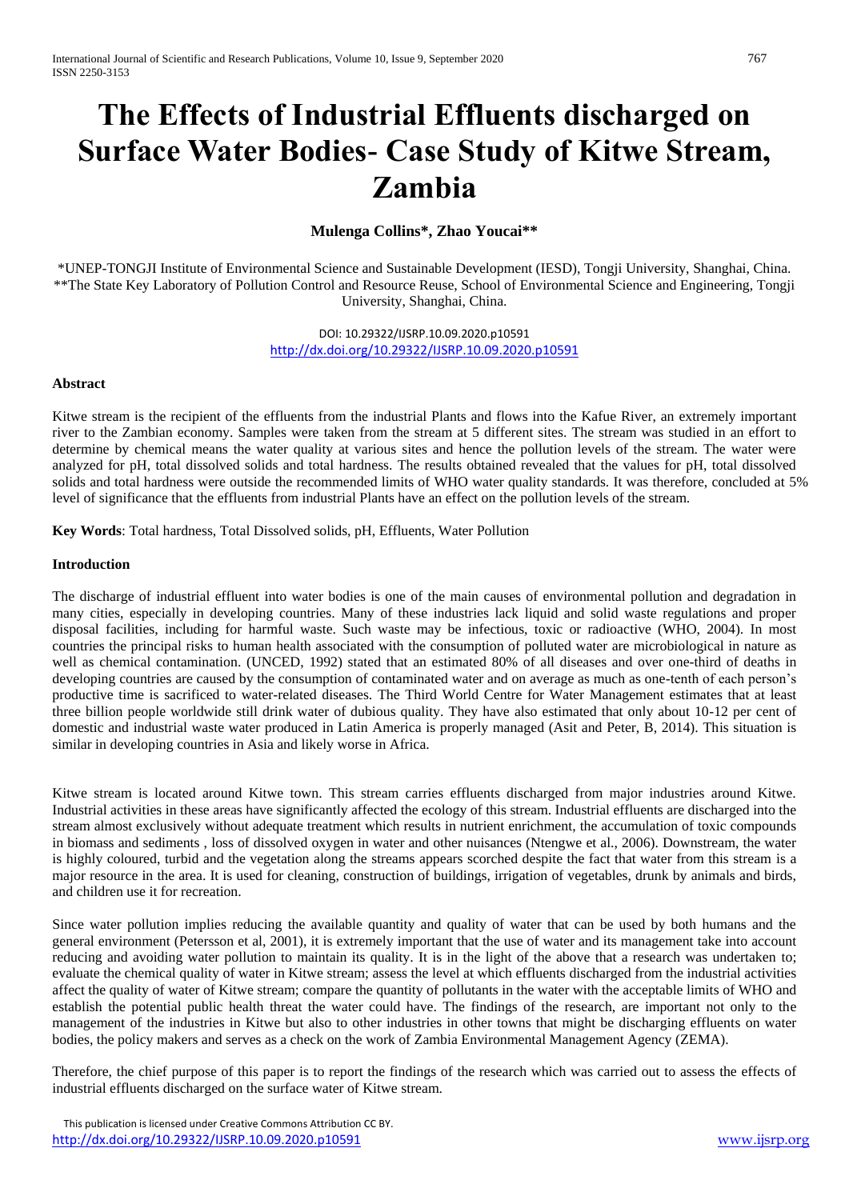# The Effects of Industrial Effluents discharged on Surface Water Bodies- Case Study of Kitwe Stream, Zambia

**Mulenga Collins\*, Zhao Youcai\*\***

\*UNEP-TONGJI Institute of Environmental Science and Sustainable Development (IESD), Tongji University, Shanghai, China.
\*\*The State Key Laboratory of Pollution Control and Resource Reuse, School of Environmental Science and Engineering, Tongji University, Shanghai, China.

DOI: 10.29322/IJSRP.10.09.2020.p10591
http://dx.doi.org/10.29322/IJSRP.10.09.2020.p10591

**Abstract**

Kitwe stream is the recipient of the effluents from the industrial Plants and flows into the Kafue River, an extremely important river to the Zambian economy. Samples were taken from the stream at 5 different sites. The stream was studied in an effort to determine by chemical means the water quality at various sites and hence the pollution levels of the stream. The water were analyzed for pH, total dissolved solids and total hardness. The results obtained revealed that the values for pH, total dissolved solids and total hardness were outside the recommended limits of WHO water quality standards. It was therefore, concluded at 5% level of significance that the effluents from industrial Plants have an effect on the pollution levels of the stream.

**Key Words**: Total hardness, Total Dissolved solids, pH, Effluents, Water Pollution

**Introduction**

The discharge of industrial effluent into water bodies is one of the main causes of environmental pollution and degradation in many cities, especially in developing countries. Many of these industries lack liquid and solid waste regulations and proper disposal facilities, including for harmful waste. Such waste may be infectious, toxic or radioactive (WHO, 2004). In most countries the principal risks to human health associated with the consumption of polluted water are microbiological in nature as well as chemical contamination. (UNCED, 1992) stated that an estimated 80% of all diseases and over one-third of deaths in developing countries are caused by the consumption of contaminated water and on average as much as one-tenth of each person's productive time is sacrificed to water-related diseases. The Third World Centre for Water Management estimates that at least three billion people worldwide still drink water of dubious quality. They have also estimated that only about 10-12 per cent of domestic and industrial waste water produced in Latin America is properly managed (Asit and Peter, B, 2014). This situation is similar in developing countries in Asia and likely worse in Africa.

Kitwe stream is located around Kitwe town. This stream carries effluents discharged from major industries around Kitwe. Industrial activities in these areas have significantly affected the ecology of this stream. Industrial effluents are discharged into the stream almost exclusively without adequate treatment which results in nutrient enrichment, the accumulation of toxic compounds in biomass and sediments , loss of dissolved oxygen in water and other nuisances (Ntengwe et al., 2006). Downstream, the water is highly coloured, turbid and the vegetation along the streams appears scorched despite the fact that water from this stream is a major resource in the area. It is used for cleaning, construction of buildings, irrigation of vegetables, drunk by animals and birds, and children use it for recreation.

Since water pollution implies reducing the available quantity and quality of water that can be used by both humans and the general environment (Petersson et al, 2001), it is extremely important that the use of water and its management take into account reducing and avoiding water pollution to maintain its quality. It is in the light of the above that a research was undertaken to; evaluate the chemical quality of water in Kitwe stream; assess the level at which effluents discharged from the industrial activities affect the quality of water of Kitwe stream; compare the quantity of pollutants in the water with the acceptable limits of WHO and establish the potential public health threat the water could have. The findings of the research, are important not only to the management of the industries in Kitwe but also to other industries in other towns that might be discharging effluents on water bodies, the policy makers and serves as a check on the work of Zambia Environmental Management Agency (ZEMA).

Therefore, the chief purpose of this paper is to report the findings of the research which was carried out to assess the effects of industrial effluents discharged on the surface water of Kitwe stream.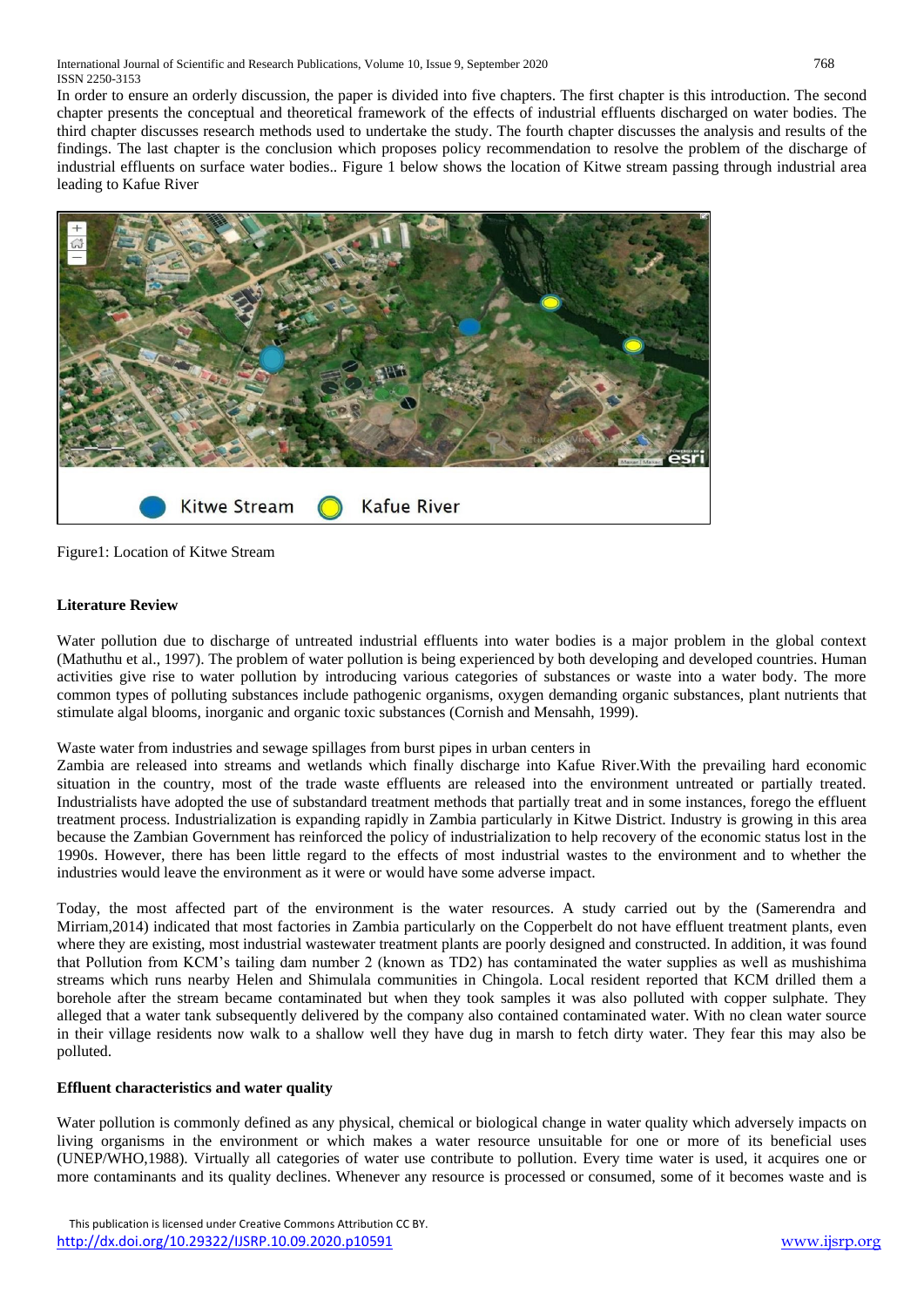In order to ensure an orderly discussion, the paper is divided into five chapters. The first chapter is this introduction. The second chapter presents the conceptual and theoretical framework of the effects of industrial effluents discharged on water bodies. The third chapter discusses research methods used to undertake the study. The fourth chapter discusses the analysis and results of the findings. The last chapter is the conclusion which proposes policy recommendation to resolve the problem of the discharge of industrial effluents on surface water bodies.. Figure 1 below shows the location of Kitwe stream passing through industrial area leading to Kafue River

Figure1: Location of Kitwe Stream

### Literature Review

Water pollution due to discharge of untreated industrial effluents into water bodies is a major problem in the global context (Mathuthu et al., 1997). The problem of water pollution is being experienced by both developing and developed countries. Human activities give rise to water pollution by introducing various categories of substances or waste into a water body. The more common types of polluting substances include pathogenic organisms, oxygen demanding organic substances, plant nutrients that stimulate algal blooms, inorganic and organic toxic substances (Cornish and Mensahh, 1999).

Waste water from industries and sewage spillages from burst pipes in urban centers in Zambia are released into streams and wetlands which finally discharge into Kafue River.With the prevailing hard economic situation in the country, most of the trade waste effluents are released into the environment untreated or partially treated. Industrialists have adopted the use of substandard treatment methods that partially treat and in some instances, forego the effluent treatment process. Industrialization is expanding rapidly in Zambia particularly in Kitwe District. Industry is growing in this area because the Zambian Government has reinforced the policy of industrialization to help recovery of the economic status lost in the 1990s. However, there has been little regard to the effects of most industrial wastes to the environment and to whether the industries would leave the environment as it were or would have some adverse impact.

Today, the most affected part of the environment is the water resources. A study carried out by the (Samerendra and Mirriam,2014) indicated that most factories in Zambia particularly on the Copperbelt do not have effluent treatment plants, even where they are existing, most industrial wastewater treatment plants are poorly designed and constructed. In addition, it was found that Pollution from KCM's tailing dam number 2 (known as TD2) has contaminated the water supplies as well as mushishima streams which runs nearby Helen and Shimulala communities in Chingola. Local resident reported that KCM drilled them a borehole after the stream became contaminated but when they took samples it was also polluted with copper sulphate. They alleged that a water tank subsequently delivered by the company also contained contaminated water. With no clean water source in their village residents now walk to a shallow well they have dug in marsh to fetch dirty water. They fear this may also be polluted.

### Effluent characteristics and water quality

Water pollution is commonly defined as any physical, chemical or biological change in water quality which adversely impacts on living organisms in the environment or which makes a water resource unsuitable for one or more of its beneficial uses (UNEP/WHO,1988). Virtually all categories of water use contribute to pollution. Every time water is used, it acquires one or more contaminants and its quality declines. Whenever any resource is processed or consumed, some of it becomes waste and is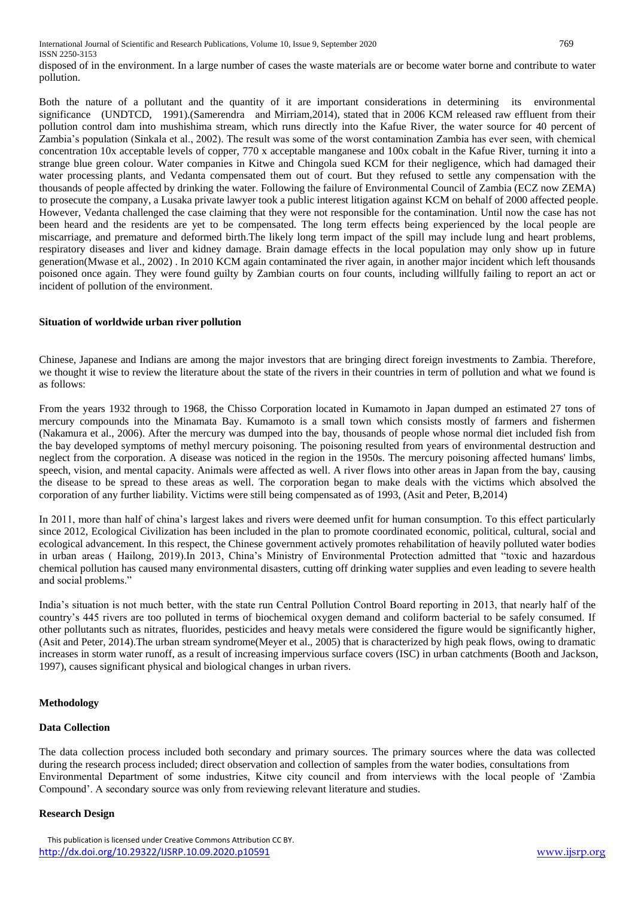disposed of in the environment. In a large number of cases the waste materials are or become water borne and contribute to water pollution.

Both the nature of a pollutant and the quantity of it are important considerations in determining its environmental significance (UNDTCD, 1991).(Samerendra and Mirriam,2014), stated that in 2006 KCM released raw effluent from their pollution control dam into mushishima stream, which runs directly into the Kafue River, the water source for 40 percent of Zambia's population (Sinkala et al., 2002). The result was some of the worst contamination Zambia has ever seen, with chemical concentration 10x acceptable levels of copper, 770 x acceptable manganese and 100x cobalt in the Kafue River, turning it into a strange blue green colour. Water companies in Kitwe and Chingola sued KCM for their negligence, which had damaged their water processing plants, and Vedanta compensated them out of court. But they refused to settle any compensation with the thousands of people affected by drinking the water. Following the failure of Environmental Council of Zambia (ECZ now ZEMA) to prosecute the company, a Lusaka private lawyer took a public interest litigation against KCM on behalf of 2000 affected people. However, Vedanta challenged the case claiming that they were not responsible for the contamination. Until now the case has not been heard and the residents are yet to be compensated. The long term effects being experienced by the local people are miscarriage, and premature and deformed birth.The likely long term impact of the spill may include lung and heart problems, respiratory diseases and liver and kidney damage. Brain damage effects in the local population may only show up in future generation(Mwase et al., 2002) . In 2010 KCM again contaminated the river again, in another major incident which left thousands poisoned once again. They were found guilty by Zambian courts on four counts, including willfully failing to report an act or incident of pollution of the environment.

**Situation of worldwide urban river pollution**

Chinese, Japanese and Indians are among the major investors that are bringing direct foreign investments to Zambia. Therefore, we thought it wise to review the literature about the state of the rivers in their countries in term of pollution and what we found is as follows:

From the years 1932 through to 1968, the Chisso Corporation located in Kumamoto in Japan dumped an estimated 27 tons of mercury compounds into the Minamata Bay. Kumamoto is a small town which consists mostly of farmers and fishermen (Nakamura et al., 2006). After the mercury was dumped into the bay, thousands of people whose normal diet included fish from the bay developed symptoms of methyl mercury poisoning. The poisoning resulted from years of environmental destruction and neglect from the corporation. A disease was noticed in the region in the 1950s. The mercury poisoning affected humans' limbs, speech, vision, and mental capacity. Animals were affected as well. A river flows into other areas in Japan from the bay, causing the disease to be spread to these areas as well. The corporation began to make deals with the victims which absolved the corporation of any further liability. Victims were still being compensated as of 1993, (Asit and Peter, B,2014)

In 2011, more than half of china's largest lakes and rivers were deemed unfit for human consumption. To this effect particularly since 2012, Ecological Civilization has been included in the plan to promote coordinated economic, political, cultural, social and ecological advancement. In this respect, the Chinese government actively promotes rehabilitation of heavily polluted water bodies in urban areas ( Hailong, 2019).In 2013, China's Ministry of Environmental Protection admitted that "toxic and hazardous chemical pollution has caused many environmental disasters, cutting off drinking water supplies and even leading to severe health and social problems."

India's situation is not much better, with the state run Central Pollution Control Board reporting in 2013, that nearly half of the country's 445 rivers are too polluted in terms of biochemical oxygen demand and coliform bacterial to be safely consumed. If other pollutants such as nitrates, fluorides, pesticides and heavy metals were considered the figure would be significantly higher, (Asit and Peter, 2014).The urban stream syndrome(Meyer et al., 2005) that is characterized by high peak flows, owing to dramatic increases in storm water runoff, as a result of increasing impervious surface covers (ISC) in urban catchments (Booth and Jackson, 1997), causes significant physical and biological changes in urban rivers.

**Methodology**

**Data Collection**

The data collection process included both secondary and primary sources. The primary sources where the data was collected during the research process included; direct observation and collection of samples from the water bodies, consultations from Environmental Department of some industries, Kitwe city council and from interviews with the local people of 'Zambia Compound'. A secondary source was only from reviewing relevant literature and studies.

**Research Design**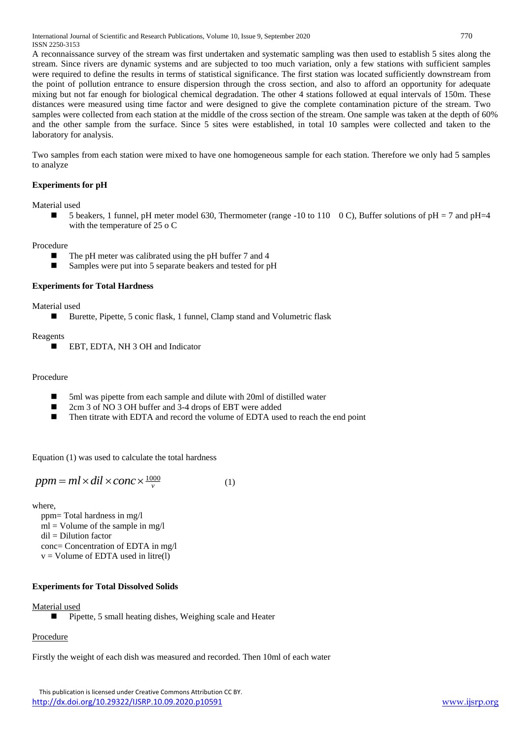A reconnaissance survey of the stream was first undertaken and systematic sampling was then used to establish 5 sites along the stream. Since rivers are dynamic systems and are subjected to too much variation, only a few stations with sufficient samples were required to define the results in terms of statistical significance. The first station was located sufficiently downstream from the point of pollution entrance to ensure dispersion through the cross section, and also to afford an opportunity for adequate mixing but not far enough for biological chemical degradation. The other 4 stations followed at equal intervals of 150m. These distances were measured using time factor and were designed to give the complete contamination picture of the stream. Two samples were collected from each station at the middle of the cross section of the stream. One sample was taken at the depth of 60% and the other sample from the surface. Since 5 sites were established, in total 10 samples were collected and taken to the laboratory for analysis.

Two samples from each station were mixed to have one homogeneous sample for each station. Therefore we only had 5 samples to analyze

**Experiments for pH**

Material used

- 5 beakers, 1 funnel, pH meter model 630, Thermometer (range -10 to 110 0 C), Buffer solutions of pH = 7 and pH=4 with the temperature of 25 o C

Procedure

- The pH meter was calibrated using the pH buffer 7 and 4
- Samples were put into 5 separate beakers and tested for pH

**Experiments for Total Hardness**

Material used

- Burette, Pipette, 5 conic flask, 1 funnel, Clamp stand and Volumetric flask

Reagents

- EBT, EDTA, $NH_3OH$ and Indicator

Procedure

- 5ml was pipette from each sample and dilute with 20ml of distilled water
- 2cm 3 of $NO_3OH$ buffer and 3-4 drops of EBT were added
- Then titrate with EDTA and record the volume of EDTA used to reach the end point

Equation (1) was used to calculate the total hardness

$$ppm = ml \times dil \times conc \times \frac{1000}{v} \qquad (1)$$

where,

ppm= Total hardness in mg/l
ml = Volume of the sample in mg/l
dil = Dilution factor
conc= Concentration of EDTA in mg/l
v = Volume of EDTA used in litre(l)

**Experiments for Total Dissolved Solids**

Material used

- Pipette, 5 small heating dishes, Weighing scale and Heater

Procedure

Firstly the weight of each dish was measured and recorded. Then 10ml of each water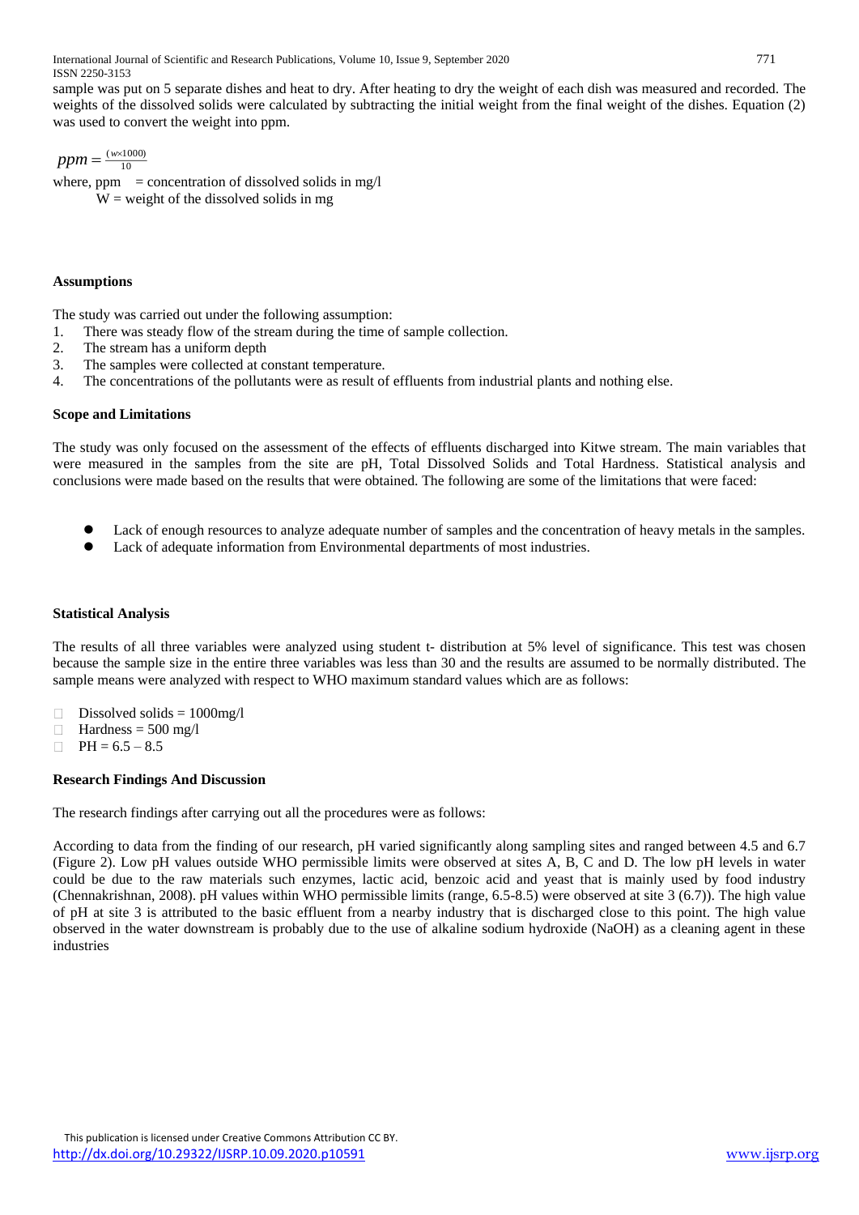sample was put on 5 separate dishes and heat to dry. After heating to dry the weight of each dish was measured and recorded. The weights of the dissolved solids were calculated by subtracting the initial weight from the final weight of the dishes. Equation (2) was used to convert the weight into ppm.

$$ppm = \frac{(w \times 1000)}{10}$$

where, ppm = concentration of dissolved solids in mg/l
W = weight of the dissolved solids in mg

**Assumptions**

The study was carried out under the following assumption:

1. There was steady flow of the stream during the time of sample collection.
2. The stream has a uniform depth
3. The samples were collected at constant temperature.
4. The concentrations of the pollutants were as result of effluents from industrial plants and nothing else.

**Scope and Limitations**

The study was only focused on the assessment of the effects of effluents discharged into Kitwe stream. The main variables that were measured in the samples from the site are pH, Total Dissolved Solids and Total Hardness. Statistical analysis and conclusions were made based on the results that were obtained. The following are some of the limitations that were faced:

- Lack of enough resources to analyze adequate number of samples and the concentration of heavy metals in the samples.
- Lack of adequate information from Environmental departments of most industries.

**Statistical Analysis**

The results of all three variables were analyzed using student t- distribution at 5% level of significance. This test was chosen because the sample size in the entire three variables was less than 30 and the results are assumed to be normally distributed. The sample means were analyzed with respect to WHO maximum standard values which are as follows:

- Dissolved solids = 1000mg/l
- Hardness = 500 mg/l
- PH = 6.5 – 8.5

**Research Findings And Discussion**

The research findings after carrying out all the procedures were as follows:

According to data from the finding of our research, pH varied significantly along sampling sites and ranged between 4.5 and 6.7 (Figure 2). Low pH values outside WHO permissible limits were observed at sites A, B, C and D. The low pH levels in water could be due to the raw materials such enzymes, lactic acid, benzoic acid and yeast that is mainly used by food industry (Chennakrishnan, 2008). pH values within WHO permissible limits (range, 6.5-8.5) were observed at site 3 (6.7)). The high value of pH at site 3 is attributed to the basic effluent from a nearby industry that is discharged close to this point. The high value observed in the water downstream is probably due to the use of alkaline sodium hydroxide ($NaOH$) as a cleaning agent in these industries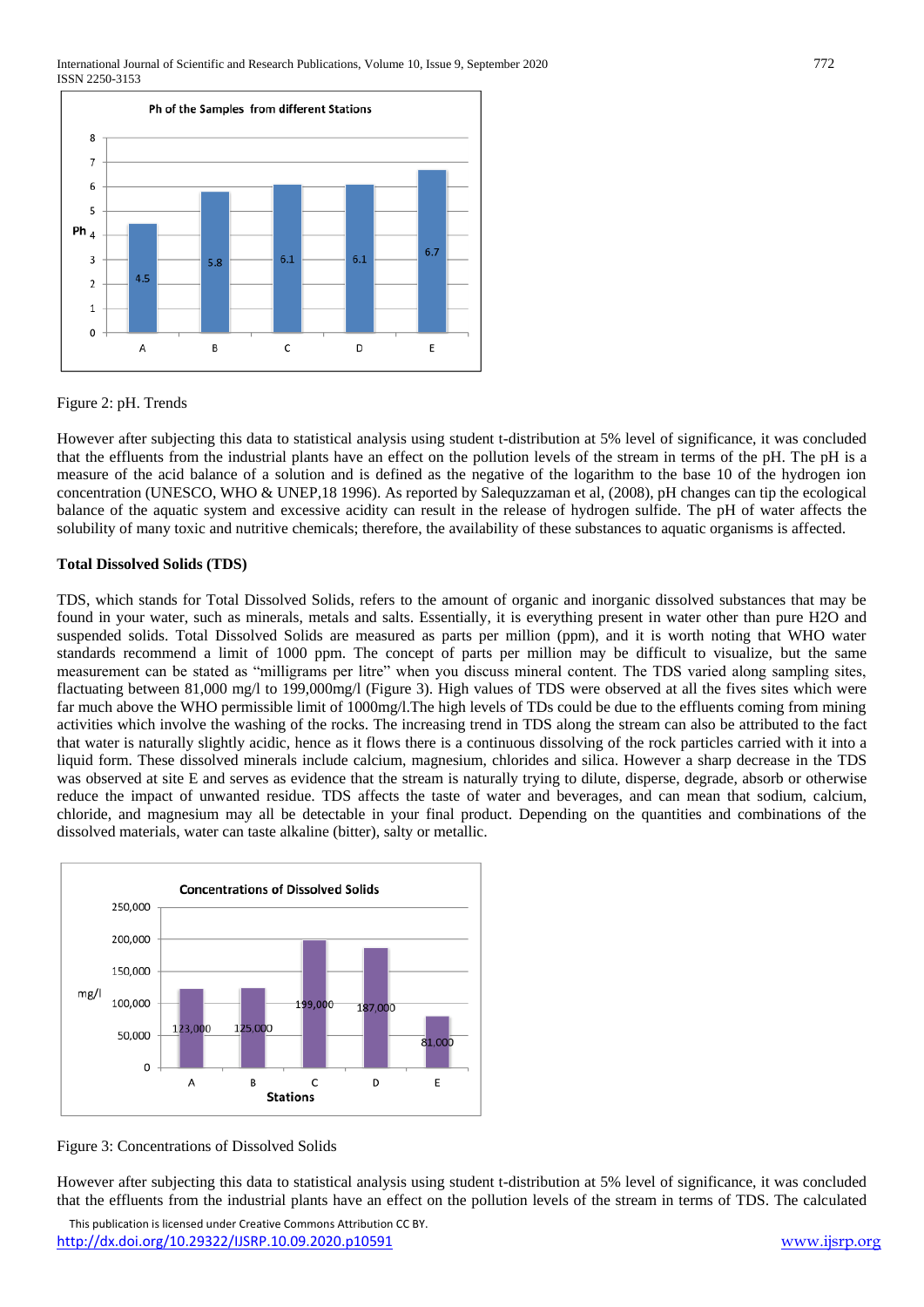Figure 2: pH. Trends

However after subjecting this data to statistical analysis using student t-distribution at 5% level of significance, it was concluded that the effluents from the industrial plants have an effect on the pollution levels of the stream in terms of the pH. The pH is a measure of the acid balance of a solution and is defined as the negative of the logarithm to the base 10 of the hydrogen ion concentration (UNESCO, WHO & UNEP,18 1996). As reported by Salequzzaman et al, (2008), pH changes can tip the ecological balance of the aquatic system and excessive acidity can result in the release of hydrogen sulfide. The pH of water affects the solubility of many toxic and nutritive chemicals; therefore, the availability of these substances to aquatic organisms is affected.

**Total Dissolved Solids (TDS)**

TDS, which stands for Total Dissolved Solids, refers to the amount of organic and inorganic dissolved substances that may be found in your water, such as minerals, metals and salts. Essentially, it is everything present in water other than pure $H_2O$ and suspended solids. Total Dissolved Solids are measured as parts per million (ppm), and it is worth noting that WHO water standards recommend a limit of 1000 ppm. The concept of parts per million may be difficult to visualize, but the same measurement can be stated as "milligrams per litre" when you discuss mineral content. The TDS varied along sampling sites, flactuating between 81,000 mg/l to 199,000mg/l (Figure 3). High values of TDS were observed at all the fives sites which were far much above the WHO permissible limit of 1000mg/l.The high levels of TDs could be due to the effluents coming from mining activities which involve the washing of the rocks. The increasing trend in TDS along the stream can also be attributed to the fact that water is naturally slightly acidic, hence as it flows there is a continuous dissolving of the rock particles carried with it into a liquid form. These dissolved minerals include calcium, magnesium, chlorides and silica. However a sharp decrease in the TDS was observed at site E and serves as evidence that the stream is naturally trying to dilute, disperse, degrade, absorb or otherwise reduce the impact of unwanted residue. TDS affects the taste of water and beverages, and can mean that sodium, calcium, chloride, and magnesium may all be detectable in your final product. Depending on the quantities and combinations of the dissolved materials, water can taste alkaline (bitter), salty or metallic.

Figure 3: Concentrations of Dissolved Solids

However after subjecting this data to statistical analysis using student t-distribution at 5% level of significance, it was concluded that the effluents from the industrial plants have an effect on the pollution levels of the stream in terms of TDS. The calculated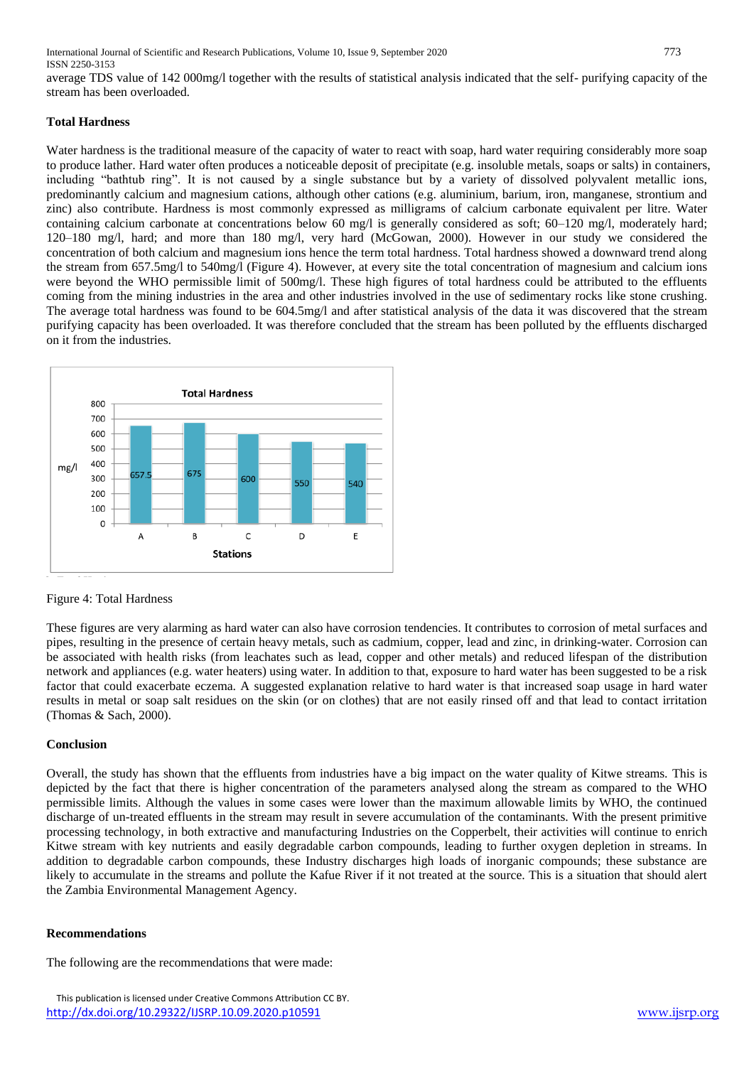average TDS value of 142 000mg/l together with the results of statistical analysis indicated that the self- purifying capacity of the stream has been overloaded.

**Total Hardness**

Water hardness is the traditional measure of the capacity of water to react with soap, hard water requiring considerably more soap to produce lather. Hard water often produces a noticeable deposit of precipitate (e.g. insoluble metals, soaps or salts) in containers, including "bathtub ring". It is not caused by a single substance but by a variety of dissolved polyvalent metallic ions, predominantly calcium and magnesium cations, although other cations (e.g. aluminium, barium, iron, manganese, strontium and zinc) also contribute. Hardness is most commonly expressed as milligrams of calcium carbonate equivalent per litre. Water containing calcium carbonate at concentrations below 60 mg/l is generally considered as soft; 60–120 mg/l, moderately hard; 120–180 mg/l, hard; and more than 180 mg/l, very hard (McGowan, 2000). However in our study we considered the concentration of both calcium and magnesium ions hence the term total hardness. Total hardness showed a downward trend along the stream from 657.5mg/l to 540mg/l (Figure 4). However, at every site the total concentration of magnesium and calcium ions were beyond the WHO permissible limit of 500mg/l. These high figures of total hardness could be attributed to the effluents coming from the mining industries in the area and other industries involved in the use of sedimentary rocks like stone crushing. The average total hardness was found to be 604.5mg/l and after statistical analysis of the data it was discovered that the stream purifying capacity has been overloaded. It was therefore concluded that the stream has been polluted by the effluents discharged on it from the industries.

Figure 4: Total Hardness

These figures are very alarming as hard water can also have corrosion tendencies. It contributes to corrosion of metal surfaces and pipes, resulting in the presence of certain heavy metals, such as cadmium, copper, lead and zinc, in drinking-water. Corrosion can be associated with health risks (from leachates such as lead, copper and other metals) and reduced lifespan of the distribution network and appliances (e.g. water heaters) using water. In addition to that, exposure to hard water has been suggested to be a risk factor that could exacerbate eczema. A suggested explanation relative to hard water is that increased soap usage in hard water results in metal or soap salt residues on the skin (or on clothes) that are not easily rinsed off and that lead to contact irritation (Thomas & Sach, 2000).

**Conclusion**

Overall, the study has shown that the effluents from industries have a big impact on the water quality of Kitwe streams. This is depicted by the fact that there is higher concentration of the parameters analysed along the stream as compared to the WHO permissible limits. Although the values in some cases were lower than the maximum allowable limits by WHO, the continued discharge of un-treated effluents in the stream may result in severe accumulation of the contaminants. With the present primitive processing technology, in both extractive and manufacturing Industries on the Copperbelt, their activities will continue to enrich Kitwe stream with key nutrients and easily degradable carbon compounds, leading to further oxygen depletion in streams. In addition to degradable carbon compounds, these Industry discharges high loads of inorganic compounds; these substance are likely to accumulate in the streams and pollute the Kafue River if it not treated at the source. This is a situation that should alert the Zambia Environmental Management Agency.

**Recommendations**

The following are the recommendations that were made: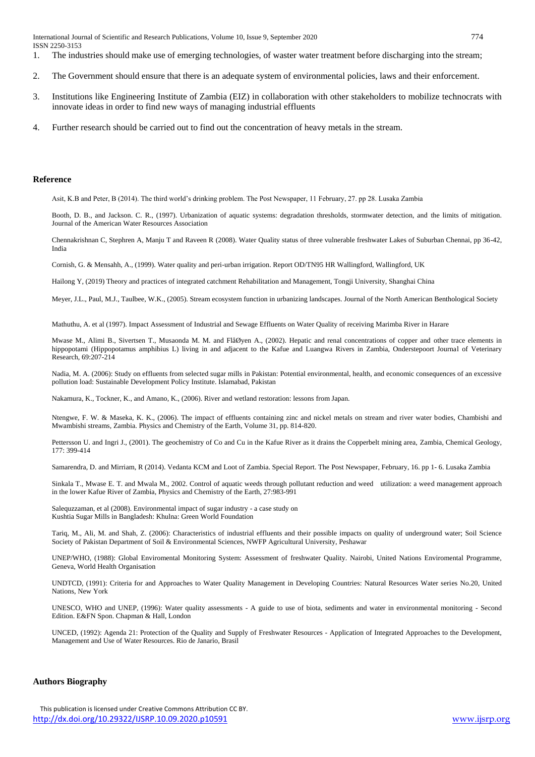1. The industries should make use of emerging technologies, of waster water treatment before discharging into the stream;
2. The Government should ensure that there is an adequate system of environmental policies, laws and their enforcement.
3. Institutions like Engineering Institute of Zambia (EIZ) in collaboration with other stakeholders to mobilize technocrats with innovate ideas in order to find new ways of managing industrial effluents
4. Further research should be carried out to find out the concentration of heavy metals in the stream.

## Reference

Asit, K.B and Peter, B (2014). The third world's drinking problem. The Post Newspaper, 11 February, 27. pp 28. Lusaka Zambia

Booth, D. B., and Jackson. C. R., (1997). Urbanization of aquatic systems: degradation thresholds, stormwater detection, and the limits of mitigation. Journal of the American Water Resources Association

Chennakrishnan C, Stephren A, Manju T and Raveen R (2008). Water Quality status of three vulnerable freshwater Lakes of Suburban Chennai, pp 36-42, India

Cornish, G. & Mensahh, A., (1999). Water quality and peri-urban irrigation. Report OD/TN95 HR Wallingford, Wallingford, UK

Hailong Y, (2019) Theory and practices of integrated catchment Rehabilitation and Management, Tongji University, Shanghai China

Meyer, J.L., Paul, M.J., Taulbee, W.K., (2005). Stream ecosystem function in urbanizing landscapes. Journal of the North American Benthological Society

Mathuthu, A. et al (1997). Impact Assessment of Industrial and Sewage Effluents on Water Quality of receiving Marimba River in Harare

Mwase M., Alimi B., Sivertsen T., Musaonda M. M. and FlåØyen A., (2002). Hepatic and renal concentrations of copper and other trace elements in hippopotami (Hippopotamus amphibius L) living in and adjacent to the Kafue and Luangwa Rivers in Zambia, Onderstepoort Journal of Veterinary Research, 69:207-214

Nadia, M. A. (2006): Study on effluents from selected sugar mills in Pakistan: Potential environmental, health, and economic consequences of an excessive pollution load: Sustainable Development Policy Institute. Islamabad, Pakistan

Nakamura, K., Tockner, K., and Amano, K., (2006). River and wetland restoration: lessons from Japan.

Ntengwe, F. W. & Maseka, K. K., (2006). The impact of effluents containing zinc and nickel metals on stream and river water bodies, Chambishi and Mwambishi streams, Zambia. Physics and Chemistry of the Earth, Volume 31, pp. 814-820.

Pettersson U. and Ingri J., (2001). The geochemistry of Co and Cu in the Kafue River as it drains the Copperbelt mining area, Zambia, Chemical Geology, 177: 399-414

Samarendra, D. and Mirriam, R (2014). Vedanta KCM and Loot of Zambia. Special Report. The Post Newspaper, February, 16. pp 1- 6. Lusaka Zambia

Sinkala T., Mwase E. T. and Mwala M., 2002. Control of aquatic weeds through pollutant reduction and weed utilization: a weed management approach in the lower Kafue River of Zambia, Physics and Chemistry of the Earth, 27:983-991

Salequzzaman, et al (2008). Environmental impact of sugar industry - a case study on Kushtia Sugar Mills in Bangladesh: Khulna: Green World Foundation

Tariq, M., Ali, M. and Shah, Z. (2006): Characteristics of industrial effluents and their possible impacts on quality of underground water; Soil Science Society of Pakistan Department of Soil & Environmental Sciences, NWFP Agricultural University, Peshawar

UNEP/WHO, (1988): Global Enviromental Monitoring System: Assessment of freshwater Quality. Nairobi, United Nations Enviromental Programme, Geneva, World Health Organisation

UNDTCD, (1991): Criteria for and Approaches to Water Quality Management in Developing Countries: Natural Resources Water series No.20, United Nations, New York

UNESCO, WHO and UNEP, (1996): Water quality assessments - A guide to use of biota, sediments and water in environmental monitoring - Second Edition. E&FN Spon. Chapman & Hall, London

UNCED, (1992): Agenda 21: Protection of the Quality and Supply of Freshwater Resources - Application of Integrated Approaches to the Development, Management and Use of Water Resources. Rio de Janario, Brasil

## Authors Biography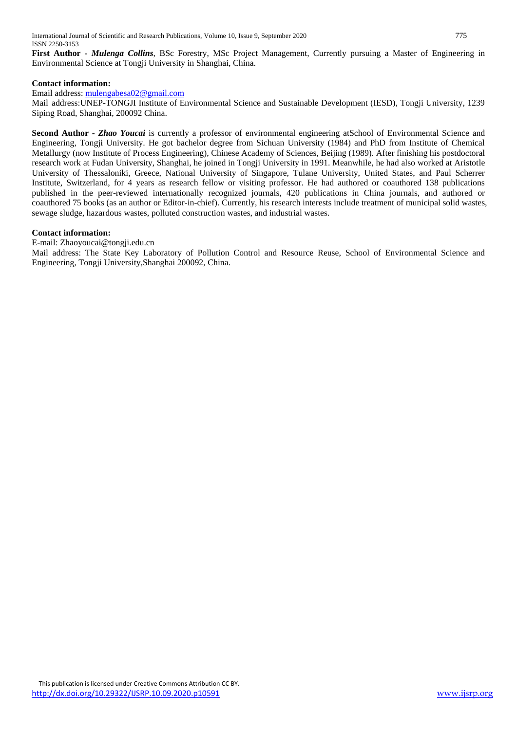**First Author** - ***Mulenga Collins***, BSc Forestry, MSc Project Management, Currently pursuing a Master of Engineering in Environmental Science at Tongji University in Shanghai, China.

**Contact information:**

Email address: mulengabesa02@gmail.com

Mail address:UNEP-TONGJI Institute of Environmental Science and Sustainable Development (IESD), Tongji University, 1239 Siping Road, Shanghai, 200092 China.

**Second Author** - ***Zhao Youcai*** is currently a professor of environmental engineering atSchool of Environmental Science and Engineering, Tongji University. He got bachelor degree from Sichuan University (1984) and PhD from Institute of Chemical Metallurgy (now Institute of Process Engineering), Chinese Academy of Sciences, Beijing (1989). After finishing his postdoctoral research work at Fudan University, Shanghai, he joined in Tongji University in 1991. Meanwhile, he had also worked at Aristotle University of Thessaloniki, Greece, National University of Singapore, Tulane University, United States, and Paul Scherrer Institute, Switzerland, for 4 years as research fellow or visiting professor. He had authored or coauthored 138 publications published in the peer-reviewed internationally recognized journals, 420 publications in China journals, and authored or coauthored 75 books (as an author or Editor-in-chief). Currently, his research interests include treatment of municipal solid wastes, sewage sludge, hazardous wastes, polluted construction wastes, and industrial wastes.

**Contact information:**

E-mail: Zhaoyoucai@tongji.edu.cn

Mail address: The State Key Laboratory of Pollution Control and Resource Reuse, School of Environmental Science and Engineering, Tongji University,Shanghai 200092, China.